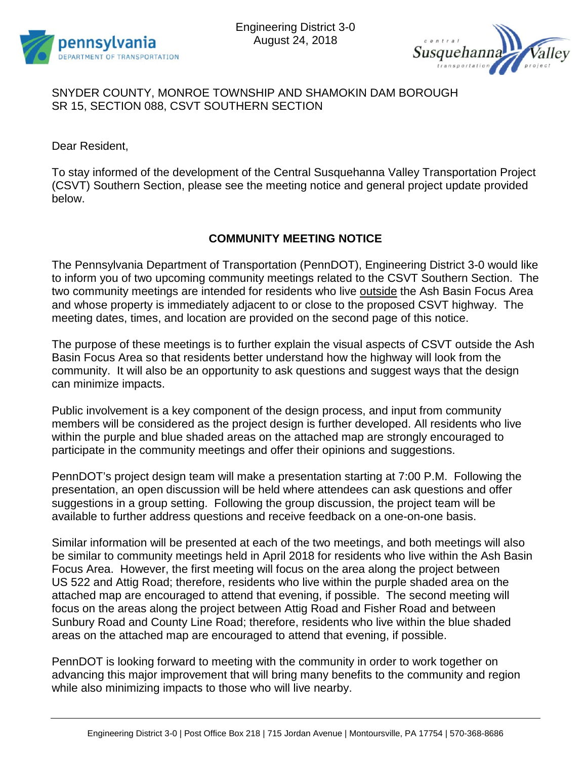Engineering District 3-0
August 24, 2018

SNYDER COUNTY, MONROE TOWNSHIP AND SHAMOKIN DAM BOROUGH
SR 15, SECTION 088, CSVT SOUTHERN SECTION

Dear Resident,

To stay informed of the development of the Central Susquehanna Valley Transportation Project (CSVT) Southern Section, please see the meeting notice and general project update provided below.

**COMMUNITY MEETING NOTICE**

The Pennsylvania Department of Transportation (PennDOT), Engineering District 3-0 would like to inform you of two upcoming community meetings related to the CSVT Southern Section. The two community meetings are intended for residents who live <u>outside</u> the Ash Basin Focus Area and whose property is immediately adjacent to or close to the proposed CSVT highway. The meeting dates, times, and location are provided on the second page of this notice.

The purpose of these meetings is to further explain the visual aspects of CSVT outside the Ash Basin Focus Area so that residents better understand how the highway will look from the community. It will also be an opportunity to ask questions and suggest ways that the design can minimize impacts.

Public involvement is a key component of the design process, and input from community members will be considered as the project design is further developed. All residents who live within the purple and blue shaded areas on the attached map are strongly encouraged to participate in the community meetings and offer their opinions and suggestions.

PennDOT's project design team will make a presentation starting at 7:00 P.M. Following the presentation, an open discussion will be held where attendees can ask questions and offer suggestions in a group setting. Following the group discussion, the project team will be available to further address questions and receive feedback on a one-on-one basis.

Similar information will be presented at each of the two meetings, and both meetings will also be similar to community meetings held in April 2018 for residents who live within the Ash Basin Focus Area. However, the first meeting will focus on the area along the project between US 522 and Attig Road; therefore, residents who live within the purple shaded area on the attached map are encouraged to attend that evening, if possible. The second meeting will focus on the areas along the project between Attig Road and Fisher Road and between Sunbury Road and County Line Road; therefore, residents who live within the blue shaded areas on the attached map are encouraged to attend that evening, if possible.

PennDOT is looking forward to meeting with the community in order to work together on advancing this major improvement that will bring many benefits to the community and region while also minimizing impacts to those who will live nearby.

Engineering District 3-0 | Post Office Box 218 | 715 Jordan Avenue | Montoursville, PA 17754 | 570-368-8686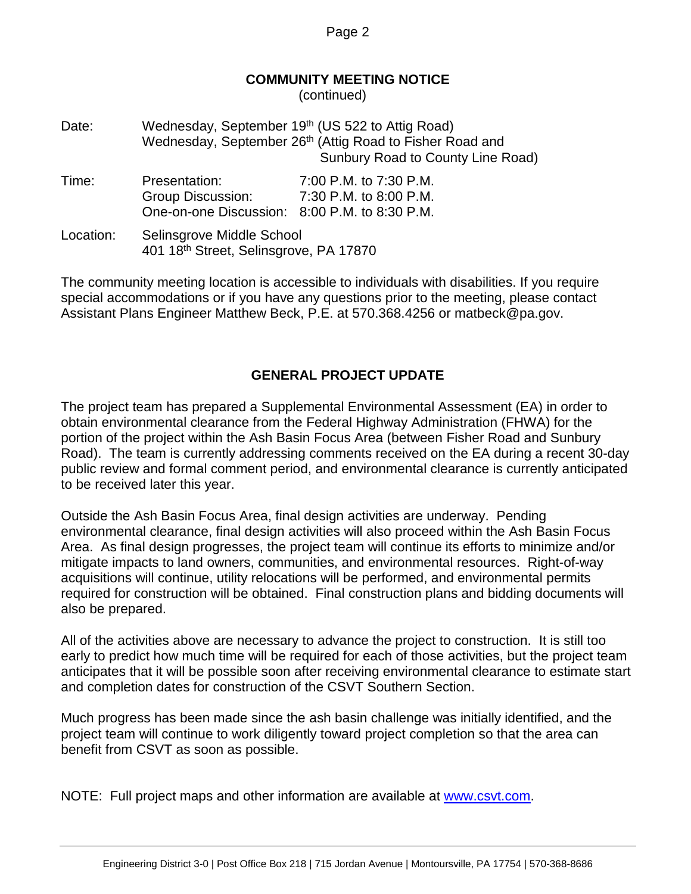## COMMUNITY MEETING NOTICE

(continued)

| | | |
|---|---|---|
| Date: | Wednesday, September 19th (US 522 to Attig Road) | |
| | Wednesday, September 26th (Attig Road to Fisher Road and Sunbury Road to County Line Road) | |
| Time: | Presentation: | 7:00 P.M. to 7:30 P.M. |
| | Group Discussion: | 7:30 P.M. to 8:00 P.M. |
| | One-on-one Discussion: | 8:00 P.M. to 8:30 P.M. |
| Location: | Selinsgrove Middle School | |
| | 401 18th Street, Selinsgrove, PA 17870 | |

The community meeting location is accessible to individuals with disabilities. If you require special accommodations or if you have any questions prior to the meeting, please contact Assistant Plans Engineer Matthew Beck, P.E. at 570.368.4256 or matbeck@pa.gov.

## GENERAL PROJECT UPDATE

The project team has prepared a Supplemental Environmental Assessment (EA) in order to obtain environmental clearance from the Federal Highway Administration (FHWA) for the portion of the project within the Ash Basin Focus Area (between Fisher Road and Sunbury Road). The team is currently addressing comments received on the EA during a recent 30-day public review and formal comment period, and environmental clearance is currently anticipated to be received later this year.

Outside the Ash Basin Focus Area, final design activities are underway. Pending environmental clearance, final design activities will also proceed within the Ash Basin Focus Area. As final design progresses, the project team will continue its efforts to minimize and/or mitigate impacts to land owners, communities, and environmental resources. Right-of-way acquisitions will continue, utility relocations will be performed, and environmental permits required for construction will be obtained. Final construction plans and bidding documents will also be prepared.

All of the activities above are necessary to advance the project to construction. It is still too early to predict how much time will be required for each of those activities, but the project team anticipates that it will be possible soon after receiving environmental clearance to estimate start and completion dates for construction of the CSVT Southern Section.

Much progress has been made since the ash basin challenge was initially identified, and the project team will continue to work diligently toward project completion so that the area can benefit from CSVT as soon as possible.

NOTE: Full project maps and other information are available at [www.csvt.com](http://www.csvt.com).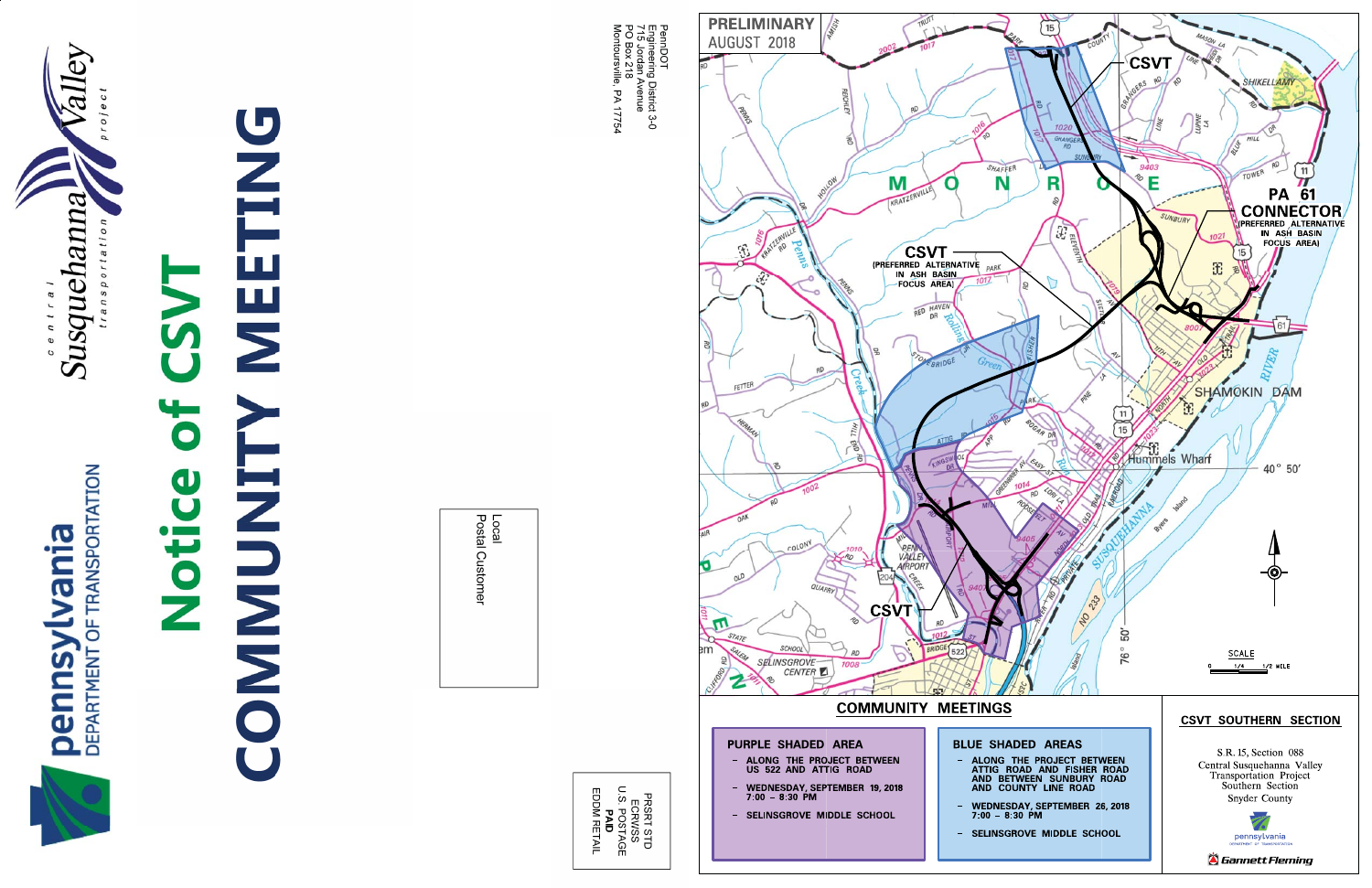# Notice of CSVT COMMUNITY MEETING

pennsylvania
DEPARTMENT OF TRANSPORTATION

central Susquehanna Valley transportation project

PennDOT
Engineering District 3-0
715 Jordan Avenue
PO Box 218
Montoursville, PA 17754

Local
Postal Customer

PRSRT STD
ECRWSS
U.S. POSTAGE
PAID
EDDM RETAIL

PRELIMINARY
AUGUST 2018

CSVT

CSVT (PREFERRED ALTERNATIVE IN ASH BASIN FOCUS AREA)

PA 61 CONNECTOR (PREFERRED ALTERNATIVE IN ASH BASIN FOCUS AREA)

CSVT

MONROE

SHAMOKIN DAM

Hummels Wharf

SELINSGROVE CENTER

PENN VALLEY AIRPORT

SUSQUEHANNA RIVER

SHIKELLAMY

SCALE 0 1/4 1/2 MILE

## COMMUNITY MEETINGS

**PURPLE SHADED AREA**

- ALONG THE PROJECT BETWEEN US 522 AND ATTIG ROAD
- WEDNESDAY, SEPTEMBER 19, 2018 7:00 – 8:30 PM
- SELINSGROVE MIDDLE SCHOOL

**BLUE SHADED AREAS**

- ALONG THE PROJECT BETWEEN ATTIG ROAD AND FISHER ROAD AND BETWEEN SUNBURY ROAD AND COUNTY LINE ROAD
- WEDNESDAY, SEPTEMBER 26, 2018 7:00 – 8:30 PM
- SELINSGROVE MIDDLE SCHOOL

## CSVT SOUTHERN SECTION

S.R. 15, Section 088
Central Susquehanna Valley Transportation Project
Southern Section
Snyder County

pennsylvania DEPARTMENT OF TRANSPORTATION

Gannett Fleming